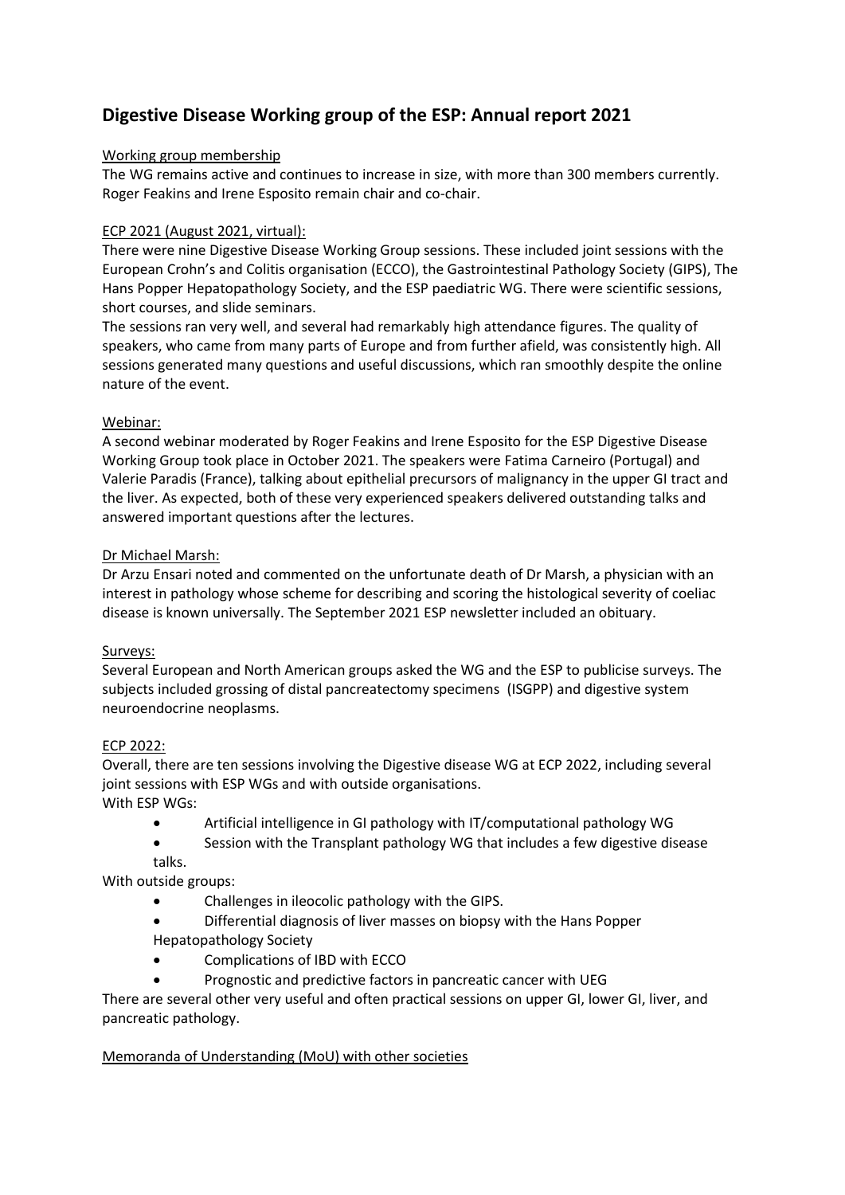# Digestive Disease Working group of the ESP: Annual report 2021

Working group membership

The WG remains active and continues to increase in size, with more than 300 members currently. Roger Feakins and Irene Esposito remain chair and co-chair.

ECP 2021 (August 2021, virtual):

There were nine Digestive Disease Working Group sessions. These included joint sessions with the European Crohn's and Colitis organisation (ECCO), the Gastrointestinal Pathology Society (GIPS), The Hans Popper Hepatopathology Society, and the ESP paediatric WG. There were scientific sessions, short courses, and slide seminars.

The sessions ran very well, and several had remarkably high attendance figures. The quality of speakers, who came from many parts of Europe and from further afield, was consistently high. All sessions generated many questions and useful discussions, which ran smoothly despite the online nature of the event.

Webinar:

A second webinar moderated by Roger Feakins and Irene Esposito for the ESP Digestive Disease Working Group took place in October 2021. The speakers were Fatima Carneiro (Portugal) and Valerie Paradis (France), talking about epithelial precursors of malignancy in the upper GI tract and the liver. As expected, both of these very experienced speakers delivered outstanding talks and answered important questions after the lectures.

Dr Michael Marsh:

Dr Arzu Ensari noted and commented on the unfortunate death of Dr Marsh, a physician with an interest in pathology whose scheme for describing and scoring the histological severity of coeliac disease is known universally. The September 2021 ESP newsletter included an obituary.

Surveys:

Several European and North American groups asked the WG and the ESP to publicise surveys. The subjects included grossing of distal pancreatectomy specimens (ISGPP) and digestive system neuroendocrine neoplasms.

ECP 2022:

Overall, there are ten sessions involving the Digestive disease WG at ECP 2022, including several joint sessions with ESP WGs and with outside organisations.

With ESP WGs:

- Artificial intelligence in GI pathology with IT/computational pathology WG
- Session with the Transplant pathology WG that includes a few digestive disease talks.

With outside groups:

- Challenges in ileocolic pathology with the GIPS.
- Differential diagnosis of liver masses on biopsy with the Hans Popper Hepatopathology Society
- Complications of IBD with ECCO
- Prognostic and predictive factors in pancreatic cancer with UEG

There are several other very useful and often practical sessions on upper GI, lower GI, liver, and pancreatic pathology.

Memoranda of Understanding (MoU) with other societies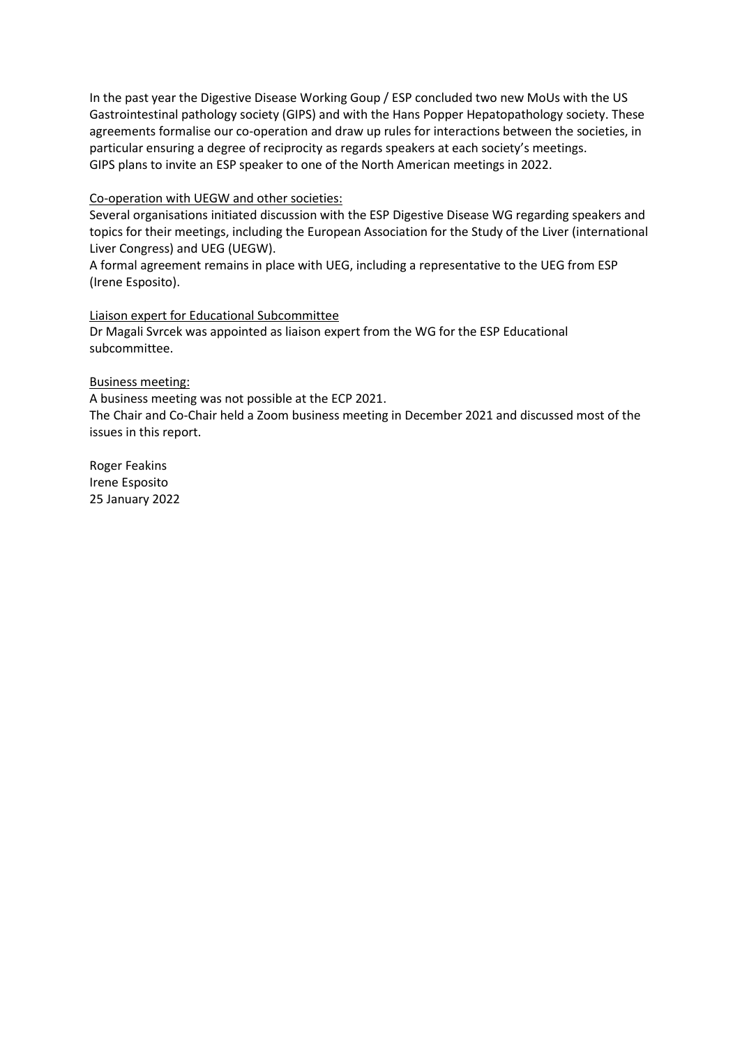In the past year the Digestive Disease Working Goup / ESP concluded two new MoUs with the US Gastrointestinal pathology society (GIPS) and with the Hans Popper Hepatopathology society. These agreements formalise our co-operation and draw up rules for interactions between the societies, in particular ensuring a degree of reciprocity as regards speakers at each society's meetings.
GIPS plans to invite an ESP speaker to one of the North American meetings in 2022.

<u>Co-operation with UEGW and other societies:</u>

Several organisations initiated discussion with the ESP Digestive Disease WG regarding speakers and topics for their meetings, including the European Association for the Study of the Liver (international Liver Congress) and UEG (UEGW).
A formal agreement remains in place with UEG, including a representative to the UEG from ESP (Irene Esposito).

<u>Liaison expert for Educational Subcommittee</u>

Dr Magali Svrcek was appointed as liaison expert from the WG for the ESP Educational subcommittee.

<u>Business meeting:</u>

A business meeting was not possible at the ECP 2021.
The Chair and Co-Chair held a Zoom business meeting in December 2021 and discussed most of the issues in this report.

Roger Feakins
Irene Esposito
25 January 2022